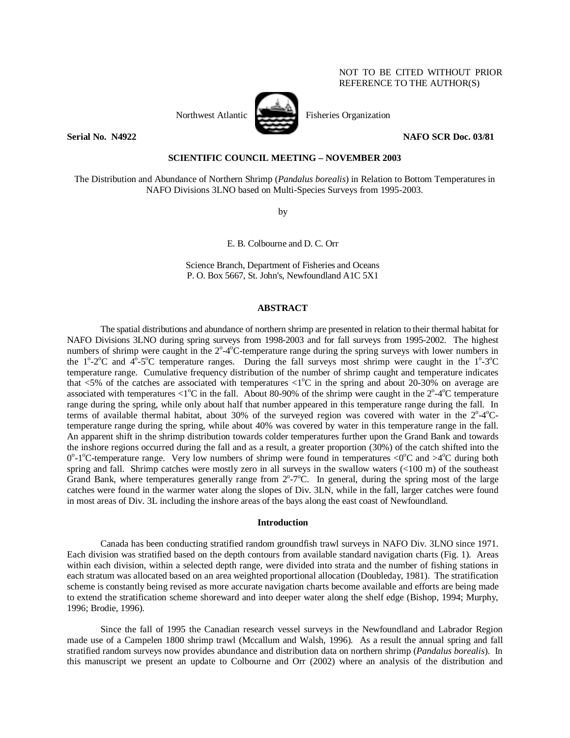NOT TO BE CITED WITHOUT PRIOR REFERENCE TO THE AUTHOR(S)

Northwest Atlantic Fisheries Organization

**Serial No. N4922** **NAFO SCR Doc. 03/81**

**SCIENTIFIC COUNCIL MEETING – NOVEMBER 2003**

The Distribution and Abundance of Northern Shrimp (*Pandalus borealis*) in Relation to Bottom Temperatures in NAFO Divisions 3LNO based on Multi-Species Surveys from 1995-2003.

by

E. B. Colbourne and D. C. Orr

Science Branch, Department of Fisheries and Oceans
P. O. Box 5667, St. John's, Newfoundland A1C 5X1

## ABSTRACT

The spatial distributions and abundance of northern shrimp are presented in relation to their thermal habitat for NAFO Divisions 3LNO during spring surveys from 1998-2003 and for fall surveys from 1995-2002. The highest numbers of shrimp were caught in the 2°-4°C-temperature range during the spring surveys with lower numbers in the 1°-2°C and 4°-5°C temperature ranges. During the fall surveys most shrimp were caught in the 1°-3°C temperature range. Cumulative frequency distribution of the number of shrimp caught and temperature indicates that <5% of the catches are associated with temperatures <1°C in the spring and about 20-30% on average are associated with temperatures <1°C in the fall. About 80-90% of the shrimp were caught in the 2°-4°C temperature range during the spring, while only about half that number appeared in this temperature range during the fall. In terms of available thermal habitat, about 30% of the surveyed region was covered with water in the 2°-4°C-temperature range during the spring, while about 40% was covered by water in this temperature range in the fall. An apparent shift in the shrimp distribution towards colder temperatures further upon the Grand Bank and towards the inshore regions occurred during the fall and as a result, a greater proportion (30%) of the catch shifted into the 0°-1°C-temperature range. Very low numbers of shrimp were found in temperatures <0°C and >4°C during both spring and fall. Shrimp catches were mostly zero in all surveys in the swallow waters (<100 m) of the southeast Grand Bank, where temperatures generally range from 2°-7°C. In general, during the spring most of the large catches were found in the warmer water along the slopes of Div. 3LN, while in the fall, larger catches were found in most areas of Div. 3L including the inshore areas of the bays along the east coast of Newfoundland.

## Introduction

Canada has been conducting stratified random groundfish trawl surveys in NAFO Div. 3LNO since 1971. Each division was stratified based on the depth contours from available standard navigation charts (Fig. 1). Areas within each division, within a selected depth range, were divided into strata and the number of fishing stations in each stratum was allocated based on an area weighted proportional allocation (Doubleday, 1981). The stratification scheme is constantly being revised as more accurate navigation charts become available and efforts are being made to extend the stratification scheme shoreward and into deeper water along the shelf edge (Bishop, 1994; Murphy, 1996; Brodie, 1996).

Since the fall of 1995 the Canadian research vessel surveys in the Newfoundland and Labrador Region made use of a Campelen 1800 shrimp trawl (Mccallum and Walsh, 1996). As a result the annual spring and fall stratified random surveys now provides abundance and distribution data on northern shrimp (*Pandalus borealis*). In this manuscript we present an update to Colbourne and Orr (2002) where an analysis of the distribution and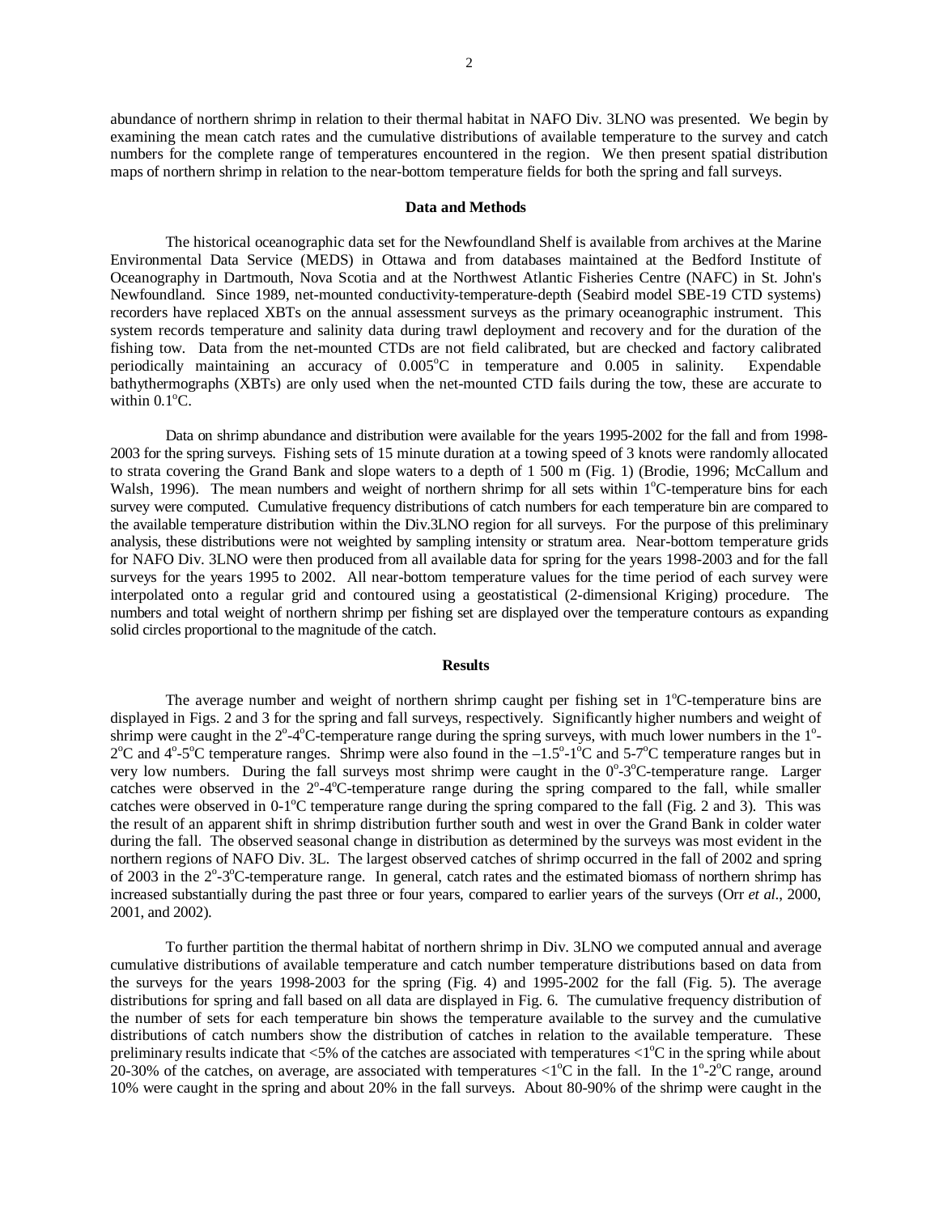abundance of northern shrimp in relation to their thermal habitat in NAFO Div. 3LNO was presented. We begin by examining the mean catch rates and the cumulative distributions of available temperature to the survey and catch numbers for the complete range of temperatures encountered in the region. We then present spatial distribution maps of northern shrimp in relation to the near-bottom temperature fields for both the spring and fall surveys.

## Data and Methods

The historical oceanographic data set for the Newfoundland Shelf is available from archives at the Marine Environmental Data Service (MEDS) in Ottawa and from databases maintained at the Bedford Institute of Oceanography in Dartmouth, Nova Scotia and at the Northwest Atlantic Fisheries Centre (NAFC) in St. John's Newfoundland. Since 1989, net-mounted conductivity-temperature-depth (Seabird model SBE-19 CTD systems) recorders have replaced XBTs on the annual assessment surveys as the primary oceanographic instrument. This system records temperature and salinity data during trawl deployment and recovery and for the duration of the fishing tow. Data from the net-mounted CTDs are not field calibrated, but are checked and factory calibrated periodically maintaining an accuracy of 0.005°C in temperature and 0.005 in salinity. Expendable bathythermographs (XBTs) are only used when the net-mounted CTD fails during the tow, these are accurate to within 0.1°C.

Data on shrimp abundance and distribution were available for the years 1995-2002 for the fall and from 1998-2003 for the spring surveys. Fishing sets of 15 minute duration at a towing speed of 3 knots were randomly allocated to strata covering the Grand Bank and slope waters to a depth of 1 500 m (Fig. 1) (Brodie, 1996; McCallum and Walsh, 1996). The mean numbers and weight of northern shrimp for all sets within 1°C-temperature bins for each survey were computed. Cumulative frequency distributions of catch numbers for each temperature bin are compared to the available temperature distribution within the Div.3LNO region for all surveys. For the purpose of this preliminary analysis, these distributions were not weighted by sampling intensity or stratum area. Near-bottom temperature grids for NAFO Div. 3LNO were then produced from all available data for spring for the years 1998-2003 and for the fall surveys for the years 1995 to 2002. All near-bottom temperature values for the time period of each survey were interpolated onto a regular grid and contoured using a geostatistical (2-dimensional Kriging) procedure. The numbers and total weight of northern shrimp per fishing set are displayed over the temperature contours as expanding solid circles proportional to the magnitude of the catch.

## Results

The average number and weight of northern shrimp caught per fishing set in 1°C-temperature bins are displayed in Figs. 2 and 3 for the spring and fall surveys, respectively. Significantly higher numbers and weight of shrimp were caught in the 2°-4°C-temperature range during the spring surveys, with much lower numbers in the 1°-2°C and 4°-5°C temperature ranges. Shrimp were also found in the –1.5°-1°C and 5-7°C temperature ranges but in very low numbers. During the fall surveys most shrimp were caught in the 0°-3°C-temperature range. Larger catches were observed in the 2°-4°C-temperature range during the spring compared to the fall, while smaller catches were observed in 0-1°C temperature range during the spring compared to the fall (Fig. 2 and 3). This was the result of an apparent shift in shrimp distribution further south and west in over the Grand Bank in colder water during the fall. The observed seasonal change in distribution as determined by the surveys was most evident in the northern regions of NAFO Div. 3L. The largest observed catches of shrimp occurred in the fall of 2002 and spring of 2003 in the 2°-3°C-temperature range. In general, catch rates and the estimated biomass of northern shrimp has increased substantially during the past three or four years, compared to earlier years of the surveys (Orr *et al*., 2000, 2001, and 2002).

To further partition the thermal habitat of northern shrimp in Div. 3LNO we computed annual and average cumulative distributions of available temperature and catch number temperature distributions based on data from the surveys for the years 1998-2003 for the spring (Fig. 4) and 1995-2002 for the fall (Fig. 5). The average distributions for spring and fall based on all data are displayed in Fig. 6. The cumulative frequency distribution of the number of sets for each temperature bin shows the temperature available to the survey and the cumulative distributions of catch numbers show the distribution of catches in relation to the available temperature. These preliminary results indicate that <5% of the catches are associated with temperatures <1°C in the spring while about 20-30% of the catches, on average, are associated with temperatures <1°C in the fall. In the 1°-2°C range, around 10% were caught in the spring and about 20% in the fall surveys. About 80-90% of the shrimp were caught in the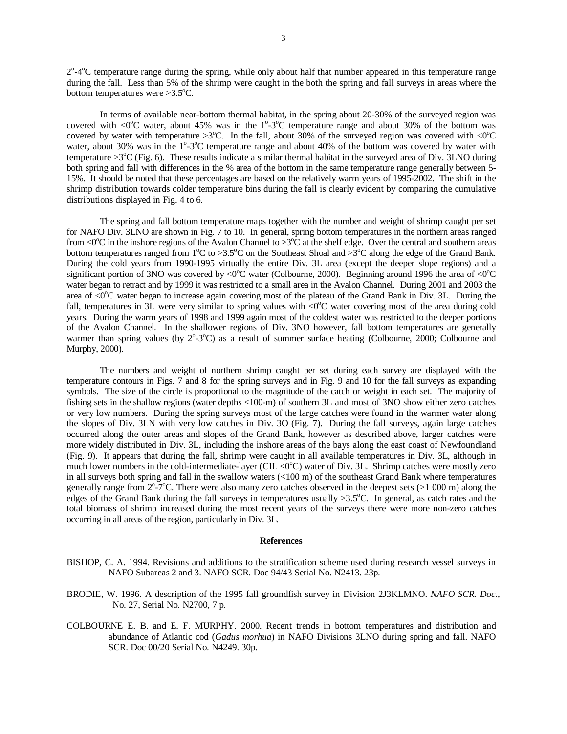2°-4°C temperature range during the spring, while only about half that number appeared in this temperature range during the fall. Less than 5% of the shrimp were caught in the both the spring and fall surveys in areas where the bottom temperatures were >3.5°C.

In terms of available near-bottom thermal habitat, in the spring about 20-30% of the surveyed region was covered with <0°C water, about 45% was in the 1°-3°C temperature range and about 30% of the bottom was covered by water with temperature >3°C. In the fall, about 30% of the surveyed region was covered with <0°C water, about 30% was in the 1°-3°C temperature range and about 40% of the bottom was covered by water with temperature >3°C (Fig. 6). These results indicate a similar thermal habitat in the surveyed area of Div. 3LNO during both spring and fall with differences in the % area of the bottom in the same temperature range generally between 5-15%. It should be noted that these percentages are based on the relatively warm years of 1995-2002. The shift in the shrimp distribution towards colder temperature bins during the fall is clearly evident by comparing the cumulative distributions displayed in Fig. 4 to 6.

The spring and fall bottom temperature maps together with the number and weight of shrimp caught per set for NAFO Div. 3LNO are shown in Fig. 7 to 10. In general, spring bottom temperatures in the northern areas ranged from <0°C in the inshore regions of the Avalon Channel to >3°C at the shelf edge. Over the central and southern areas bottom temperatures ranged from 1°C to >3.5°C on the Southeast Shoal and >3°C along the edge of the Grand Bank. During the cold years from 1990-1995 virtually the entire Div. 3L area (except the deeper slope regions) and a significant portion of 3NO was covered by <0°C water (Colbourne, 2000). Beginning around 1996 the area of <0°C water began to retract and by 1999 it was restricted to a small area in the Avalon Channel. During 2001 and 2003 the area of <0°C water began to increase again covering most of the plateau of the Grand Bank in Div. 3L. During the fall, temperatures in 3L were very similar to spring values with <0°C water covering most of the area during cold years. During the warm years of 1998 and 1999 again most of the coldest water was restricted to the deeper portions of the Avalon Channel. In the shallower regions of Div. 3NO however, fall bottom temperatures are generally warmer than spring values (by 2°-3°C) as a result of summer surface heating (Colbourne, 2000; Colbourne and Murphy, 2000).

The numbers and weight of northern shrimp caught per set during each survey are displayed with the temperature contours in Figs. 7 and 8 for the spring surveys and in Fig. 9 and 10 for the fall surveys as expanding symbols. The size of the circle is proportional to the magnitude of the catch or weight in each set. The majority of fishing sets in the shallow regions (water depths <100-m) of southern 3L and most of 3NO show either zero catches or very low numbers. During the spring surveys most of the large catches were found in the warmer water along the slopes of Div. 3LN with very low catches in Div. 3O (Fig. 7). During the fall surveys, again large catches occurred along the outer areas and slopes of the Grand Bank, however as described above, larger catches were more widely distributed in Div. 3L, including the inshore areas of the bays along the east coast of Newfoundland (Fig. 9). It appears that during the fall, shrimp were caught in all available temperatures in Div. 3L, although in much lower numbers in the cold-intermediate-layer (CIL <0°C) water of Div. 3L. Shrimp catches were mostly zero in all surveys both spring and fall in the swallow waters (<100 m) of the southeast Grand Bank where temperatures generally range from 2°-7°C. There were also many zero catches observed in the deepest sets (>1 000 m) along the edges of the Grand Bank during the fall surveys in temperatures usually >3.5°C. In general, as catch rates and the total biomass of shrimp increased during the most recent years of the surveys there were more non-zero catches occurring in all areas of the region, particularly in Div. 3L.

## References

BISHOP, C. A. 1994. Revisions and additions to the stratification scheme used during research vessel surveys in NAFO Subareas 2 and 3. NAFO SCR. Doc 94/43 Serial No. N2413. 23p.

BRODIE, W. 1996. A description of the 1995 fall groundfish survey in Division 2J3KLMNO. *NAFO SCR. Doc*., No. 27, Serial No. N2700, 7 p.

COLBOURNE E. B. and E. F. MURPHY. 2000. Recent trends in bottom temperatures and distribution and abundance of Atlantic cod (*Gadus morhua*) in NAFO Divisions 3LNO during spring and fall. NAFO SCR. Doc 00/20 Serial No. N4249. 30p.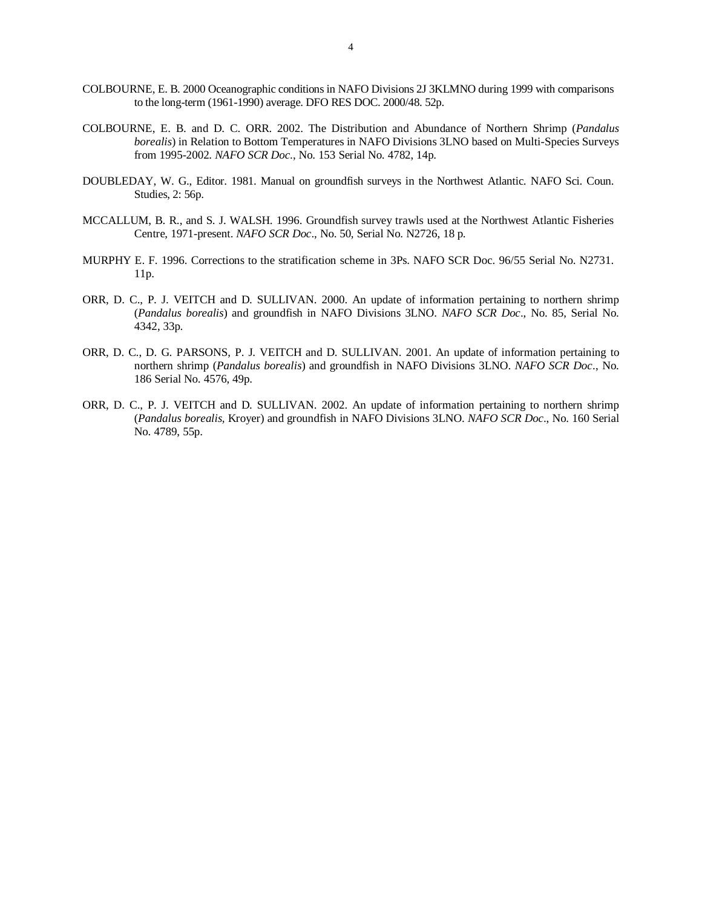COLBOURNE, E. B. 2000 Oceanographic conditions in NAFO Divisions 2J 3KLMNO during 1999 with comparisons to the long-term (1961-1990) average. DFO RES DOC. 2000/48. 52p.

COLBOURNE, E. B. and D. C. ORR. 2002. The Distribution and Abundance of Northern Shrimp (*Pandalus borealis*) in Relation to Bottom Temperatures in NAFO Divisions 3LNO based on Multi-Species Surveys from 1995-2002. *NAFO SCR Doc.*, No. 153 Serial No. 4782, 14p.

DOUBLEDAY, W. G., Editor. 1981. Manual on groundfish surveys in the Northwest Atlantic. NAFO Sci. Coun. Studies, 2: 56p.

MCCALLUM, B. R., and S. J. WALSH. 1996. Groundfish survey trawls used at the Northwest Atlantic Fisheries Centre, 1971-present. *NAFO SCR Doc*., No. 50, Serial No. N2726, 18 p.

MURPHY E. F. 1996. Corrections to the stratification scheme in 3Ps. NAFO SCR Doc. 96/55 Serial No. N2731. 11p.

ORR, D. C., P. J. VEITCH and D. SULLIVAN. 2000. An update of information pertaining to northern shrimp (*Pandalus borealis*) and groundfish in NAFO Divisions 3LNO. *NAFO SCR Doc*., No. 85, Serial No. 4342, 33p.

ORR, D. C., D. G. PARSONS, P. J. VEITCH and D. SULLIVAN. 2001. An update of information pertaining to northern shrimp (*Pandalus borealis*) and groundfish in NAFO Divisions 3LNO. *NAFO SCR Doc*., No. 186 Serial No. 4576, 49p.

ORR, D. C., P. J. VEITCH and D. SULLIVAN. 2002. An update of information pertaining to northern shrimp (*Pandalus borealis*, Kroyer) and groundfish in NAFO Divisions 3LNO. *NAFO SCR Doc*., No. 160 Serial No. 4789, 55p.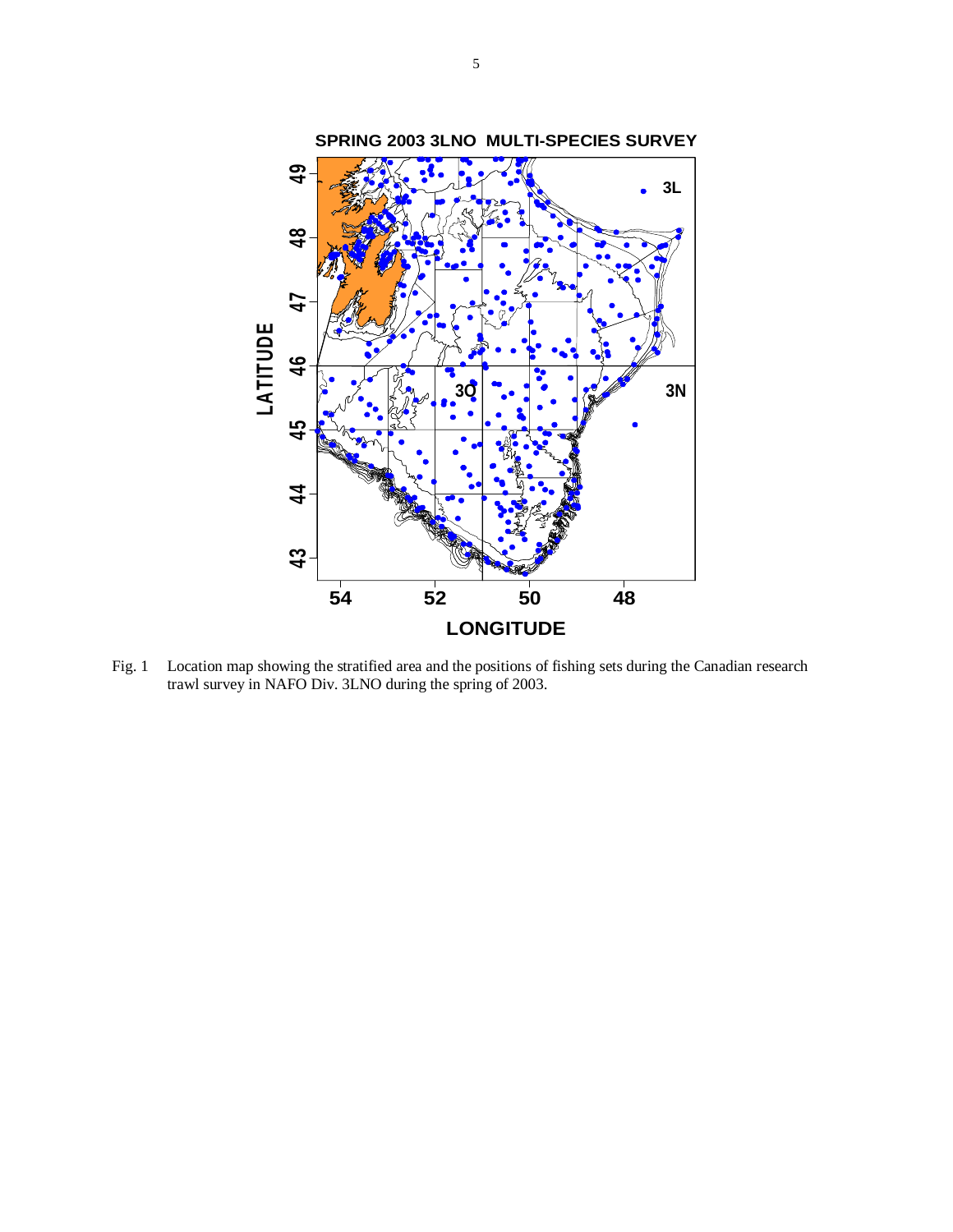Fig. 1 Location map showing the stratified area and the positions of fishing sets during the Canadian research trawl survey in NAFO Div. 3LNO during the spring of 2003.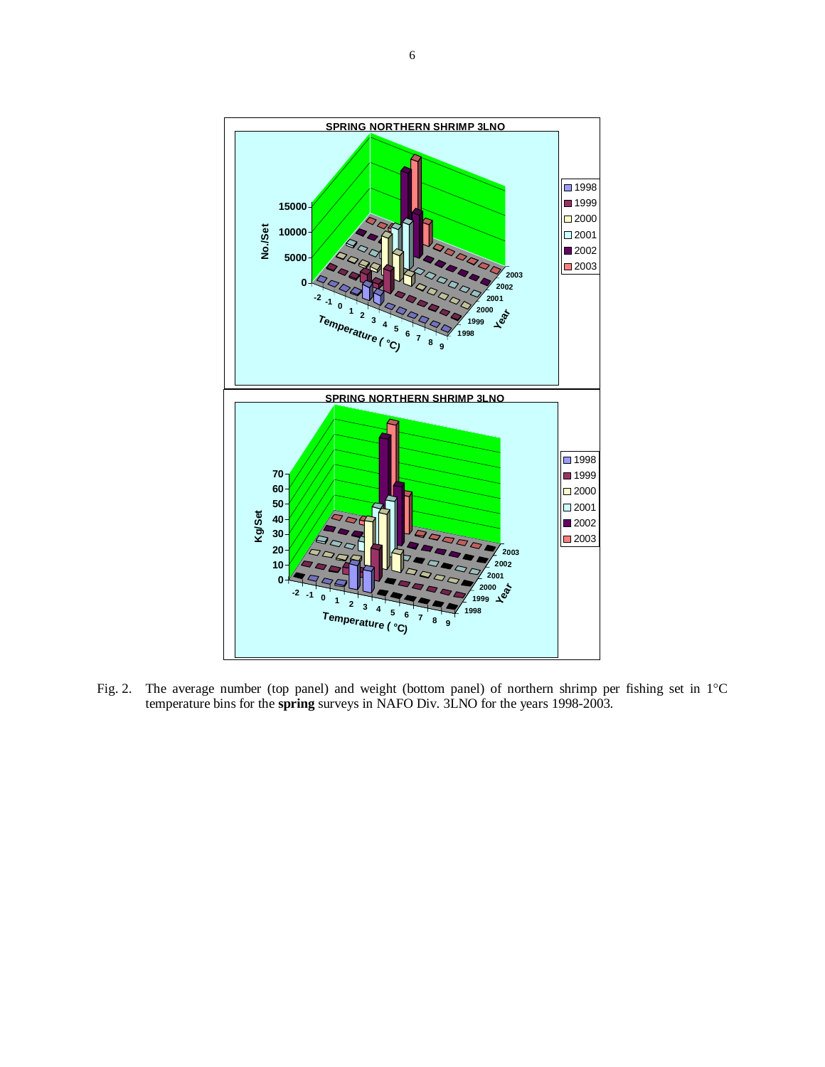Fig. 2. The average number (top panel) and weight (bottom panel) of northern shrimp per fishing set in 1°C temperature bins for the **spring** surveys in NAFO Div. 3LNO for the years 1998-2003.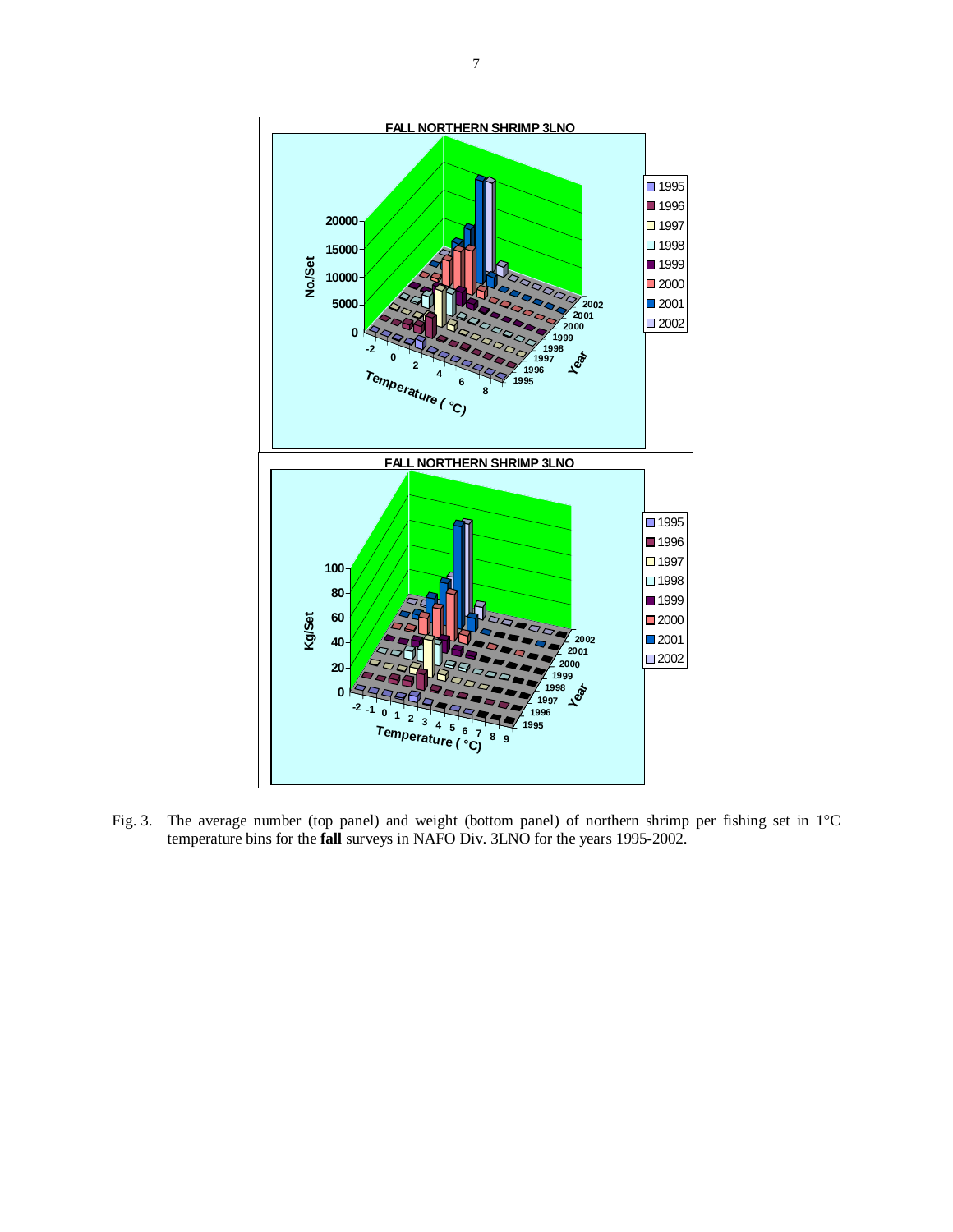Fig. 3. The average number (top panel) and weight (bottom panel) of northern shrimp per fishing set in 1°C temperature bins for the **fall** surveys in NAFO Div. 3LNO for the years 1995-2002.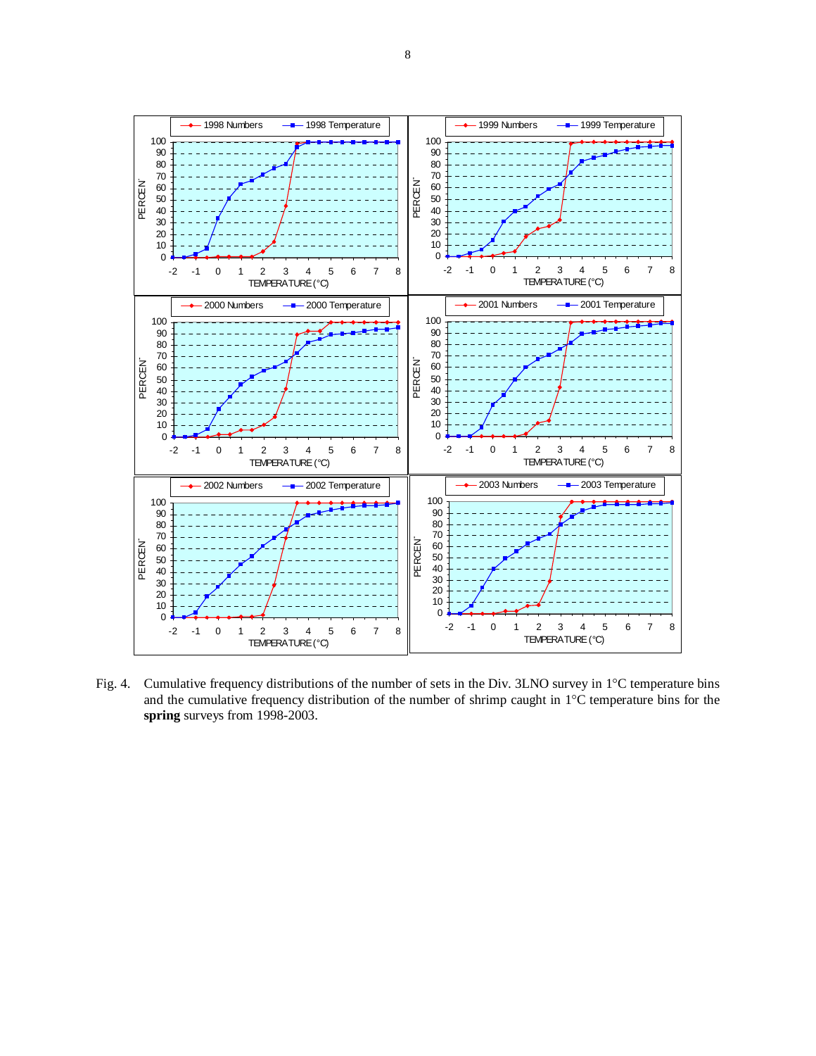Fig. 4. Cumulative frequency distributions of the number of sets in the Div. 3LNO survey in 1°C temperature bins and the cumulative frequency distribution of the number of shrimp caught in 1°C temperature bins for the **spring** surveys from 1998-2003.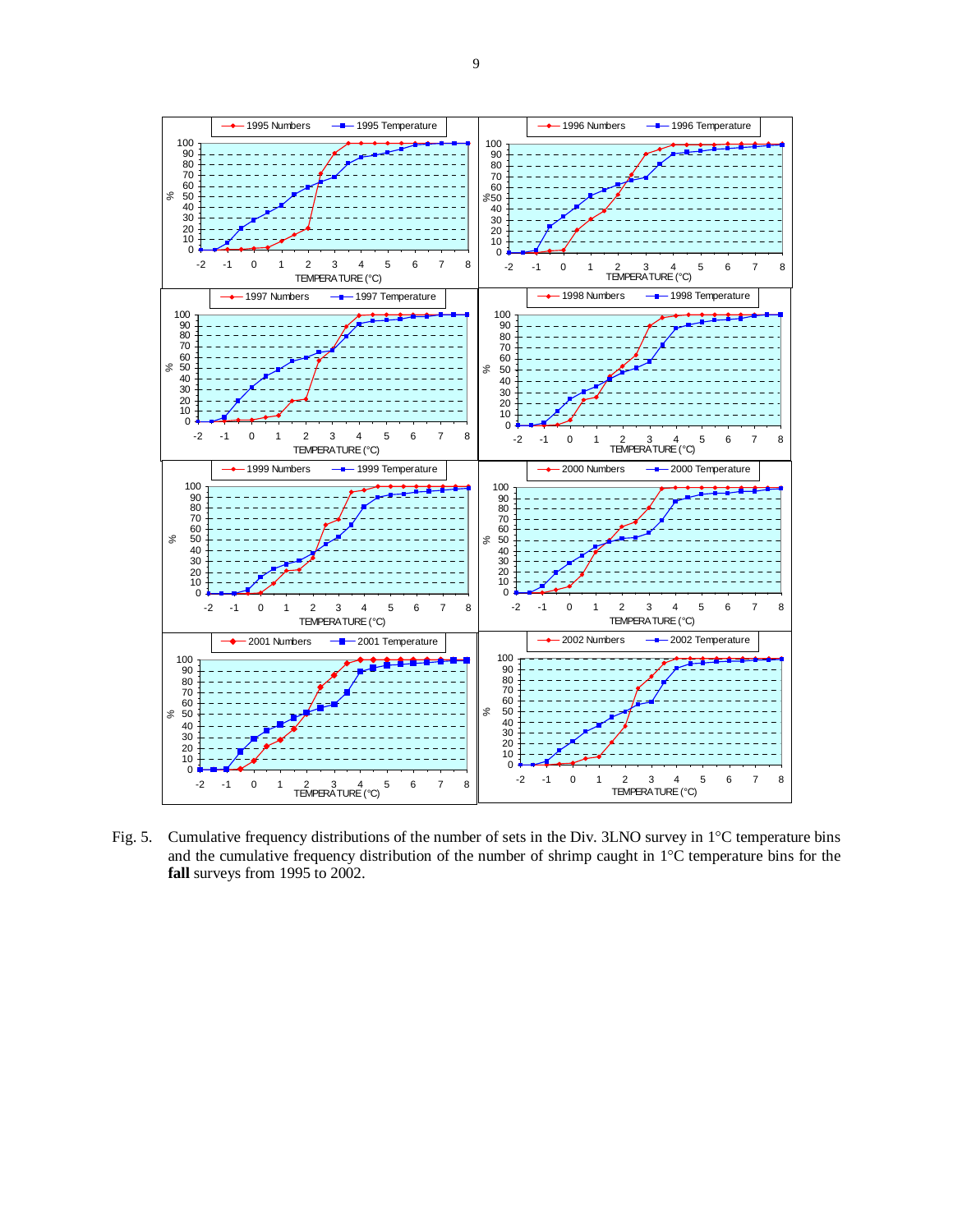Fig. 5. Cumulative frequency distributions of the number of sets in the Div. 3LNO survey in 1°C temperature bins and the cumulative frequency distribution of the number of shrimp caught in 1°C temperature bins for the **fall** surveys from 1995 to 2002.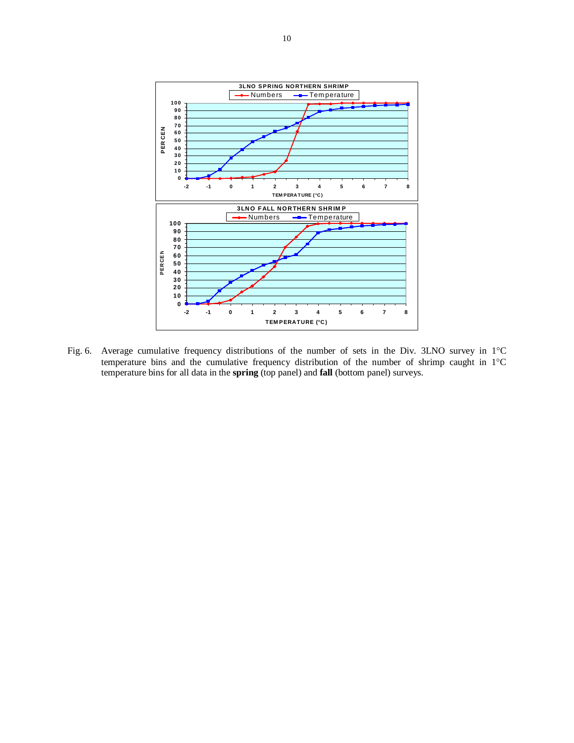Fig. 6. Average cumulative frequency distributions of the number of sets in the Div. 3LNO survey in 1°C temperature bins and the cumulative frequency distribution of the number of shrimp caught in 1°C temperature bins for all data in the **spring** (top panel) and **fall** (bottom panel) surveys.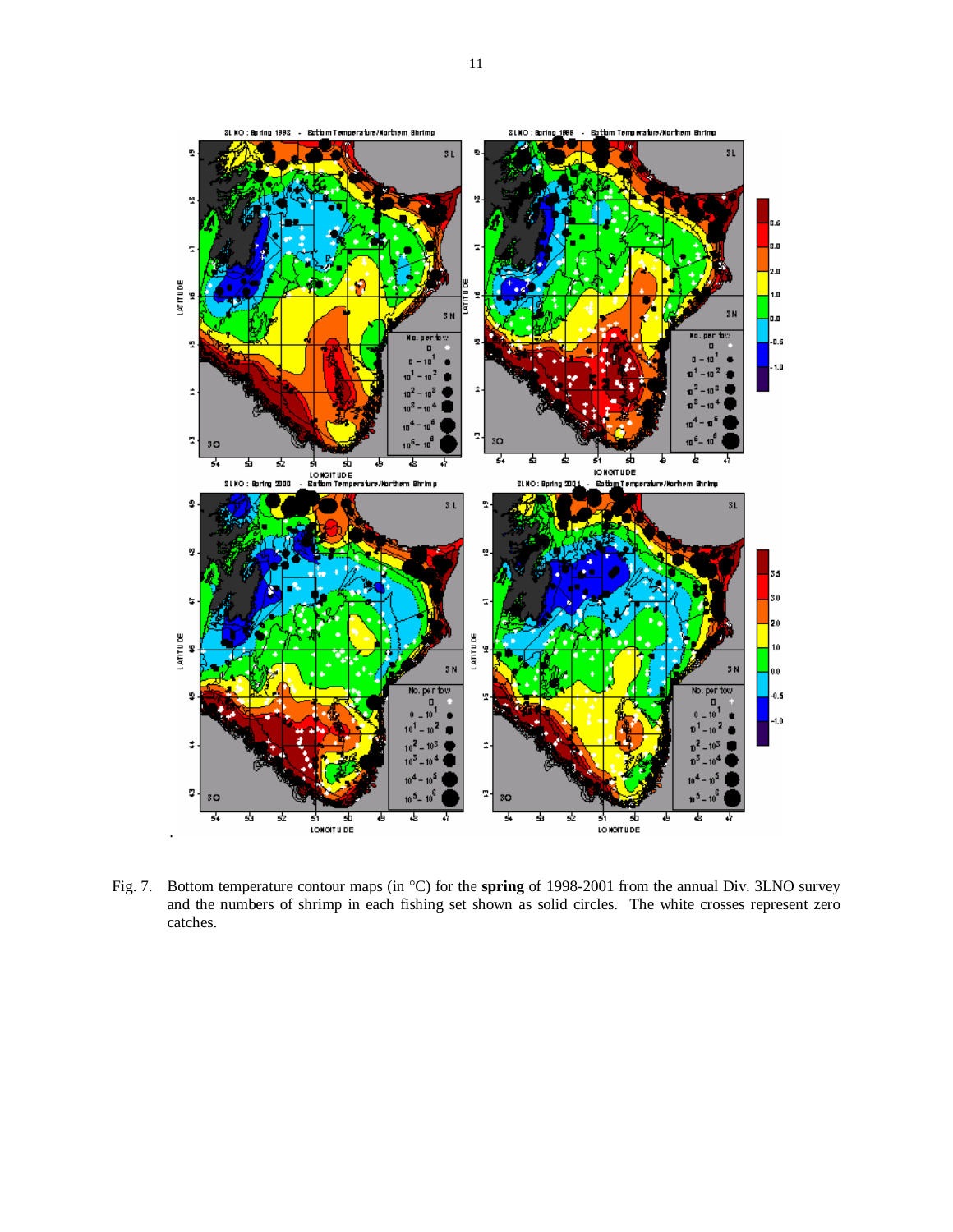Fig. 7. Bottom temperature contour maps (in °C) for the **spring** of 1998-2001 from the annual Div. 3LNO survey and the numbers of shrimp in each fishing set shown as solid circles. The white crosses represent zero catches.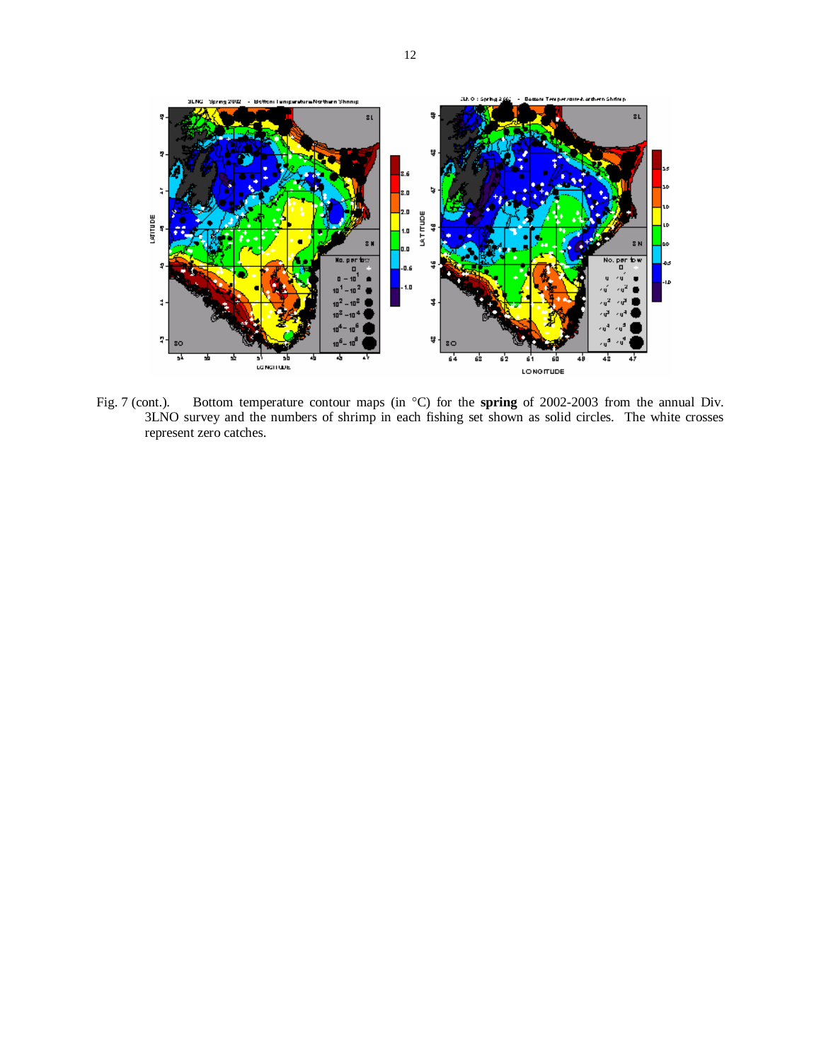Fig. 7 (cont.). Bottom temperature contour maps (in °C) for the **spring** of 2002-2003 from the annual Div. 3LNO survey and the numbers of shrimp in each fishing set shown as solid circles. The white crosses represent zero catches.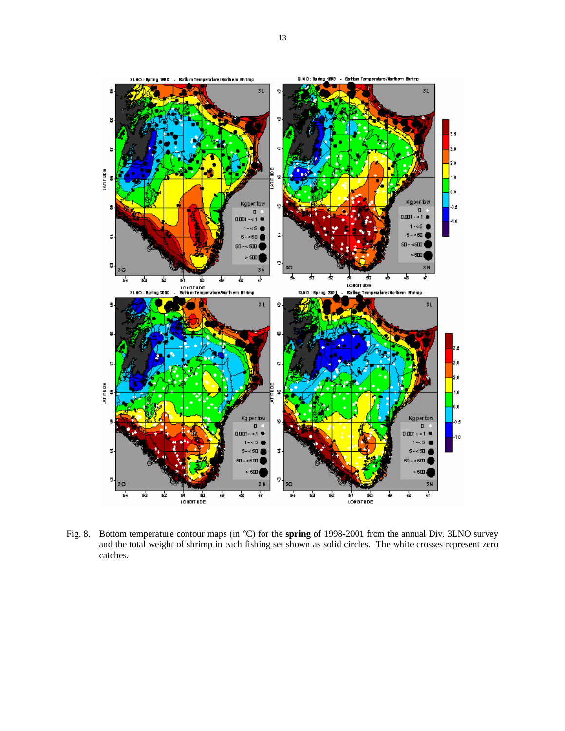Fig. 8. Bottom temperature contour maps (in °C) for the **spring** of 1998-2001 from the annual Div. 3LNO survey and the total weight of shrimp in each fishing set shown as solid circles. The white crosses represent zero catches.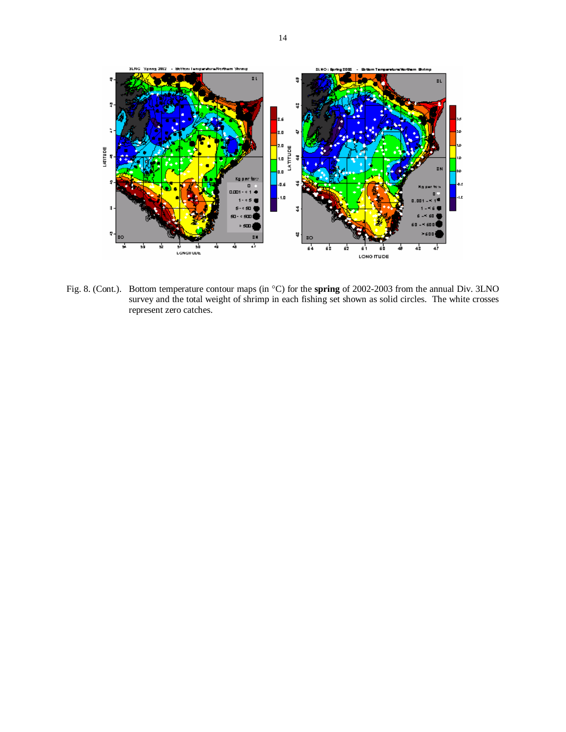Fig. 8. (Cont.). Bottom temperature contour maps (in °C) for the **spring** of 2002-2003 from the annual Div. 3LNO survey and the total weight of shrimp in each fishing set shown as solid circles. The white crosses represent zero catches.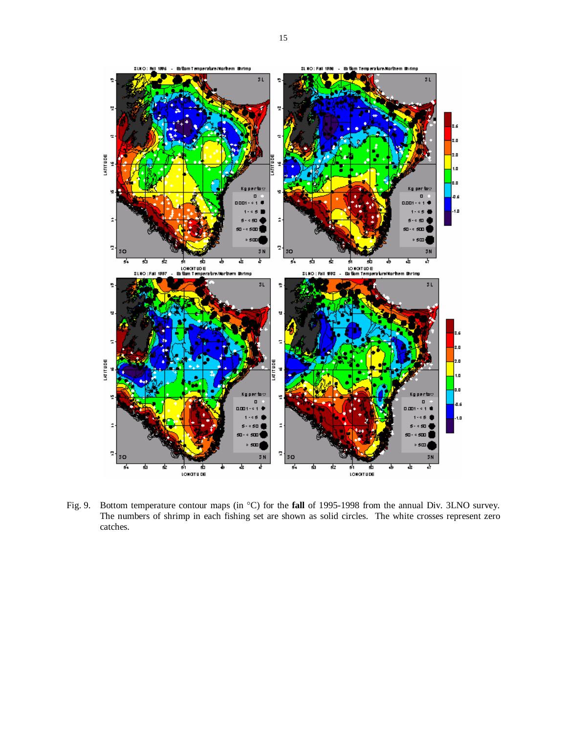Fig. 9. Bottom temperature contour maps (in °C) for the **fall** of 1995-1998 from the annual Div. 3LNO survey. The numbers of shrimp in each fishing set are shown as solid circles. The white crosses represent zero catches.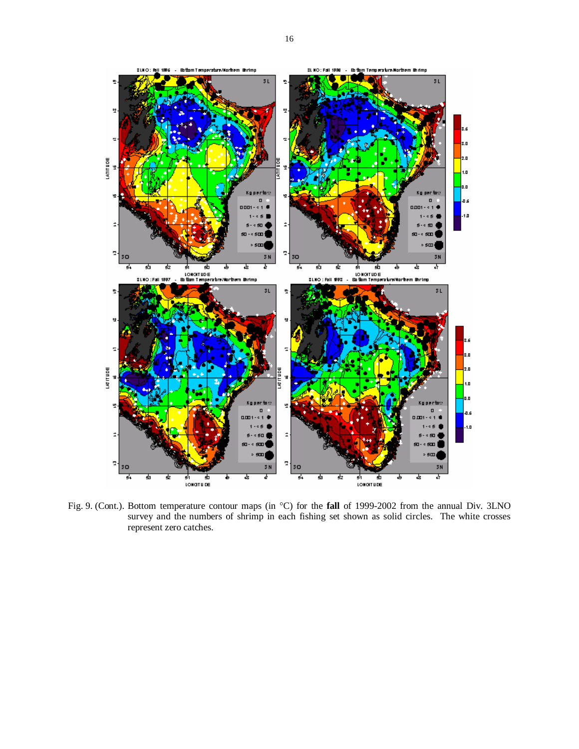Fig. 9. (Cont.). Bottom temperature contour maps (in °C) for the **fall** of 1999-2002 from the annual Div. 3LNO survey and the numbers of shrimp in each fishing set shown as solid circles. The white crosses represent zero catches.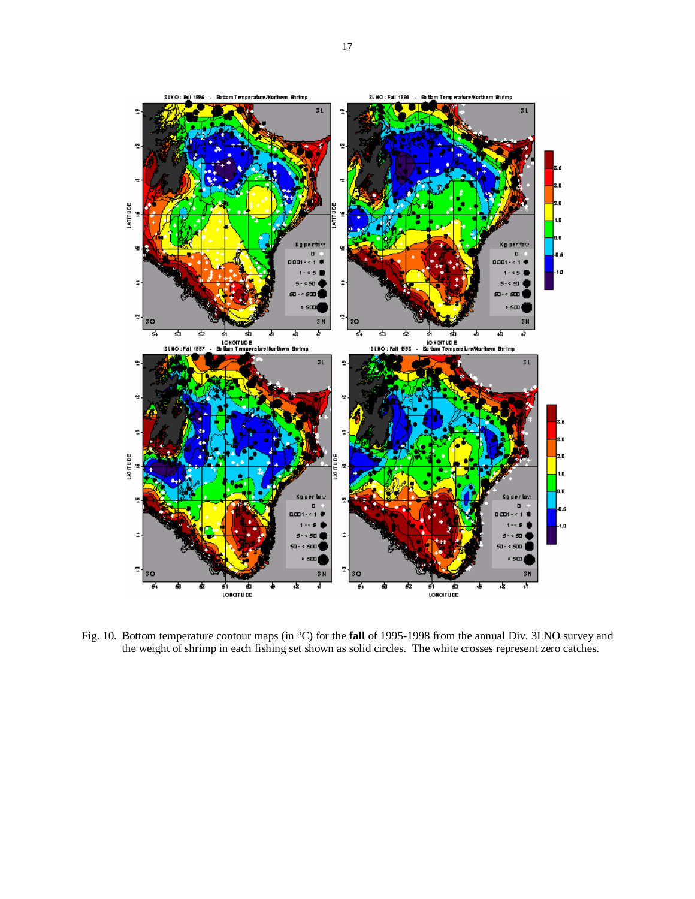Fig. 10. Bottom temperature contour maps (in °C) for the **fall** of 1995-1998 from the annual Div. 3LNO survey and the weight of shrimp in each fishing set shown as solid circles. The white crosses represent zero catches.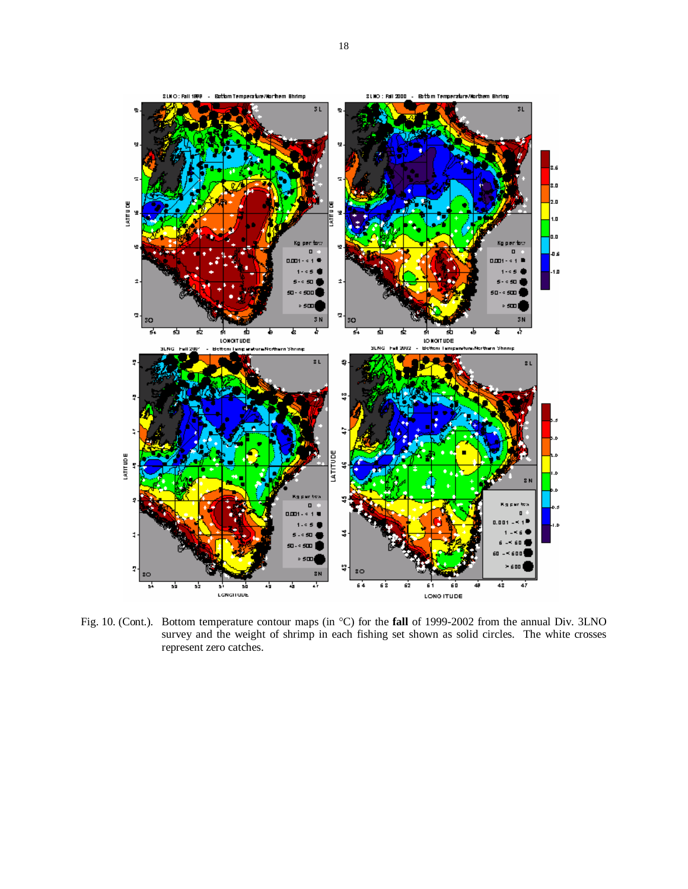3LNO : Fall 1999 - Bottom Temperature/Northern Shrimp

3LNO : Fall 2000 - Bottom Temperature/Northern Shrimp

3LNO Fall 2001 - Bottom Temperature/Northern Shrimp

3LNO Fall 2002 - Bottom Temperature/Northern Shrimp

Kg per tow
0
0.001 - < 1
1 - < 5
5 - < 50
50 - < 500
> 500

LATITUDE

LONGITUDE

Fig. 10. (Cont.). Bottom temperature contour maps (in °C) for the **fall** of 1999-2002 from the annual Div. 3LNO survey and the weight of shrimp in each fishing set shown as solid circles. The white crosses represent zero catches.